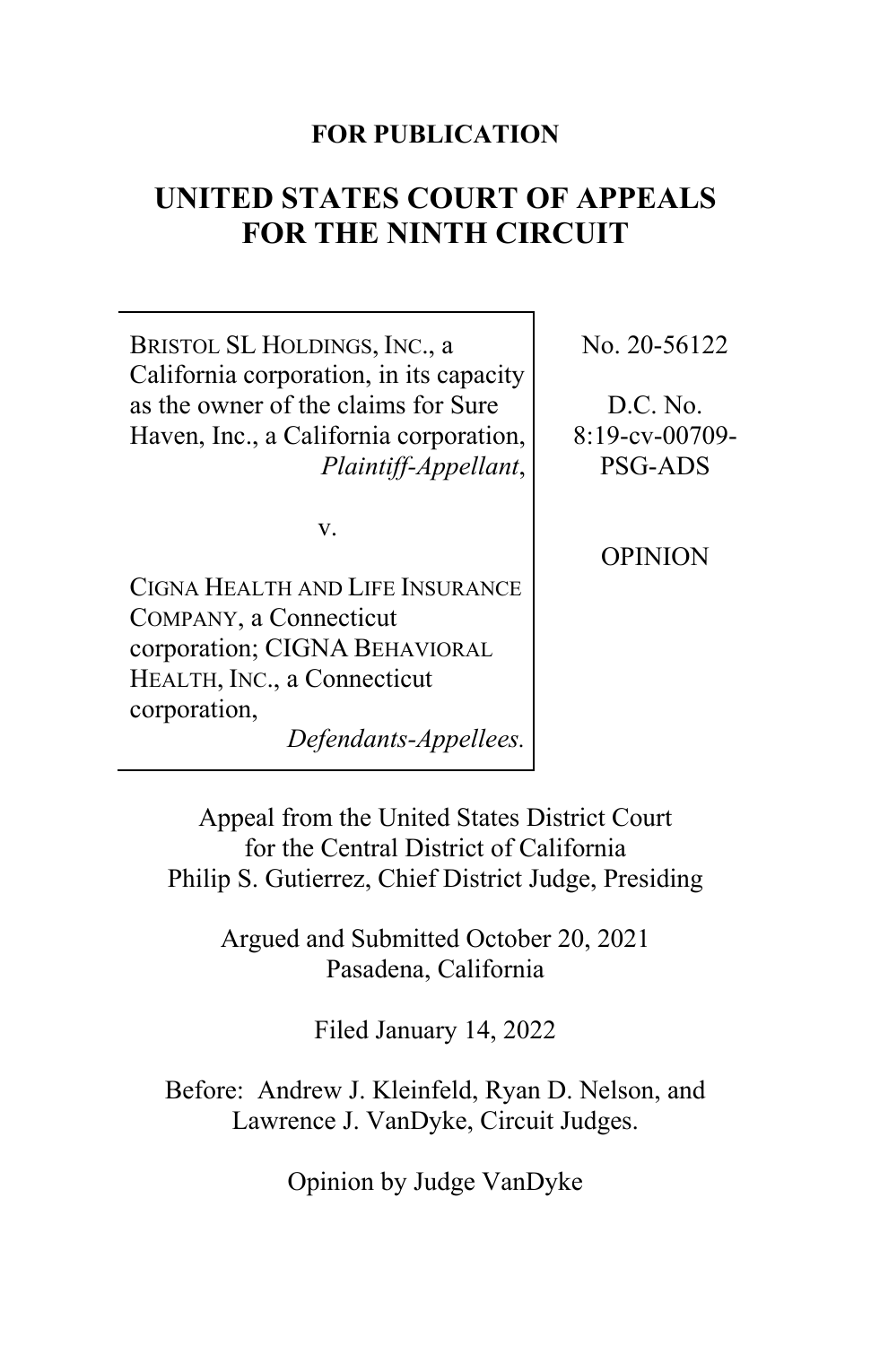**FOR PUBLICATION**

# UNITED STATES COURT OF APPEALS FOR THE NINTH CIRCUIT

| | |
|---|---|
| BRISTOL SL HOLDINGS, INC., a California corporation, in its capacity as the owner of the claims for Sure Haven, Inc., a California corporation, *Plaintiff-Appellant*,<br><br>v.<br><br>CIGNA HEALTH AND LIFE INSURANCE COMPANY, a Connecticut corporation; CIGNA BEHAVIORAL HEALTH, INC., a Connecticut corporation, *Defendants-Appellees.* | No. 20-56122<br><br>D.C. No. 8:19-cv-00709-PSG-ADS<br><br>OPINION |

Appeal from the United States District Court for the Central District of California
Philip S. Gutierrez, Chief District Judge, Presiding

Argued and Submitted October 20, 2021
Pasadena, California

Filed January 14, 2022

Before: Andrew J. Kleinfeld, Ryan D. Nelson, and Lawrence J. VanDyke, Circuit Judges.

Opinion by Judge VanDyke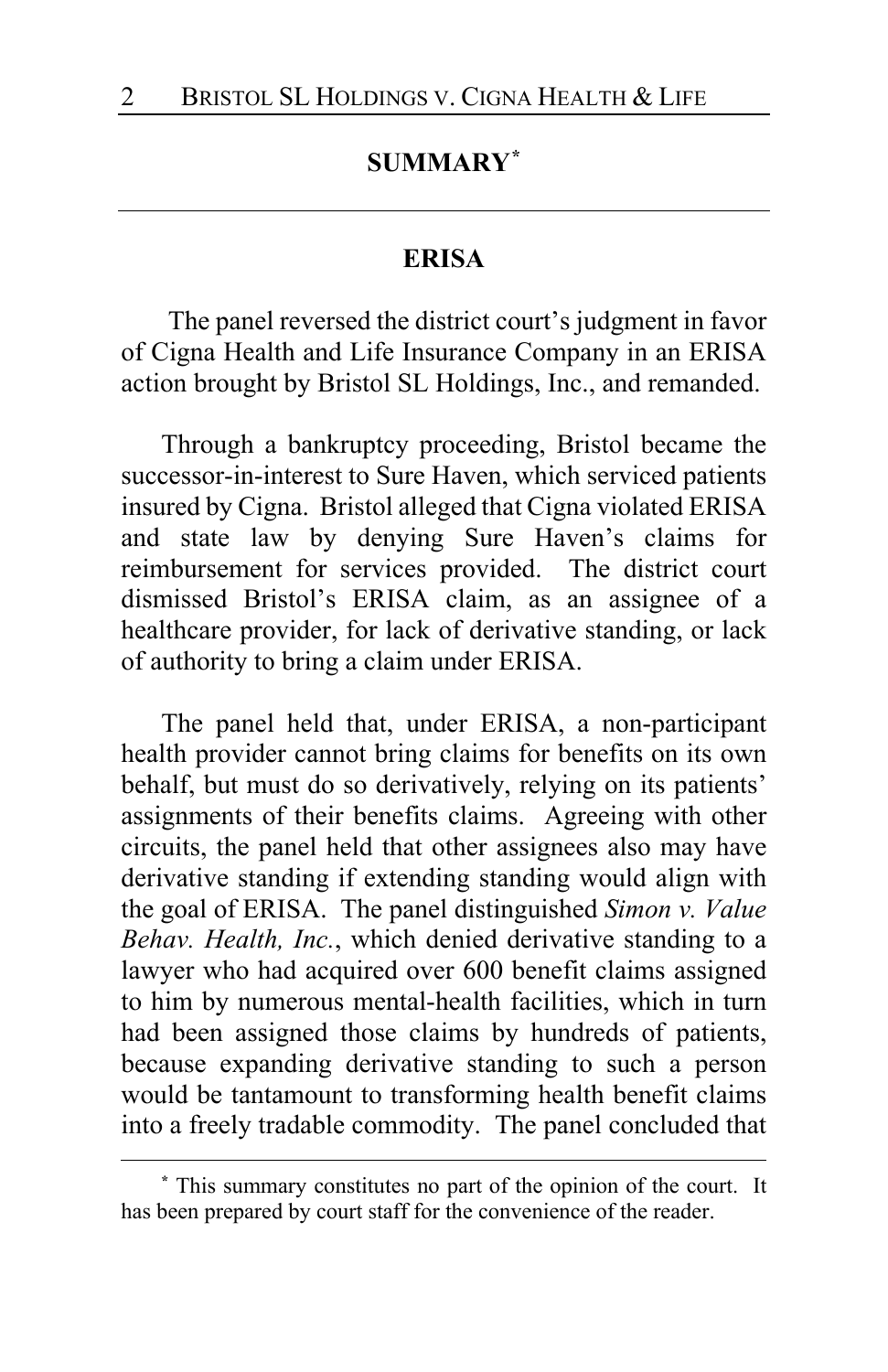## SUMMARY[*]

### ERISA

The panel reversed the district court's judgment in favor of Cigna Health and Life Insurance Company in an ERISA action brought by Bristol SL Holdings, Inc., and remanded.

Through a bankruptcy proceeding, Bristol became the successor-in-interest to Sure Haven, which serviced patients insured by Cigna. Bristol alleged that Cigna violated ERISA and state law by denying Sure Haven's claims for reimbursement for services provided. The district court dismissed Bristol's ERISA claim, as an assignee of a healthcare provider, for lack of derivative standing, or lack of authority to bring a claim under ERISA.

The panel held that, under ERISA, a non-participant health provider cannot bring claims for benefits on its own behalf, but must do so derivatively, relying on its patients' assignments of their benefits claims. Agreeing with other circuits, the panel held that other assignees also may have derivative standing if extending standing would align with the goal of ERISA. The panel distinguished *Simon v. Value Behav. Health, Inc.*, which denied derivative standing to a lawyer who had acquired over 600 benefit claims assigned to him by numerous mental-health facilities, which in turn had been assigned those claims by hundreds of patients, because expanding derivative standing to such a person would be tantamount to transforming health benefit claims into a freely tradable commodity. The panel concluded that

[*] This summary constitutes no part of the opinion of the court. It has been prepared by court staff for the convenience of the reader.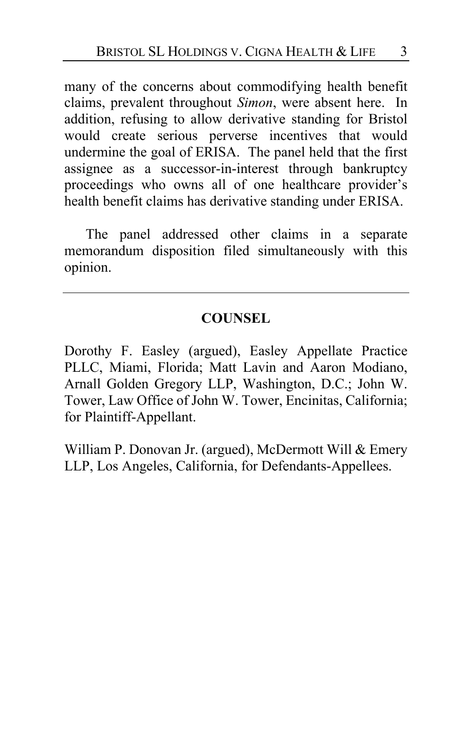many of the concerns about commodifying health benefit claims, prevalent throughout *Simon*, were absent here. In addition, refusing to allow derivative standing for Bristol would create serious perverse incentives that would undermine the goal of ERISA. The panel held that the first assignee as a successor-in-interest through bankruptcy proceedings who owns all of one healthcare provider's health benefit claims has derivative standing under ERISA.

The panel addressed other claims in a separate memorandum disposition filed simultaneously with this opinion.

---

## COUNSEL

Dorothy F. Easley (argued), Easley Appellate Practice PLLC, Miami, Florida; Matt Lavin and Aaron Modiano, Arnall Golden Gregory LLP, Washington, D.C.; John W. Tower, Law Office of John W. Tower, Encinitas, California; for Plaintiff-Appellant.

William P. Donovan Jr. (argued), McDermott Will & Emery LLP, Los Angeles, California, for Defendants-Appellees.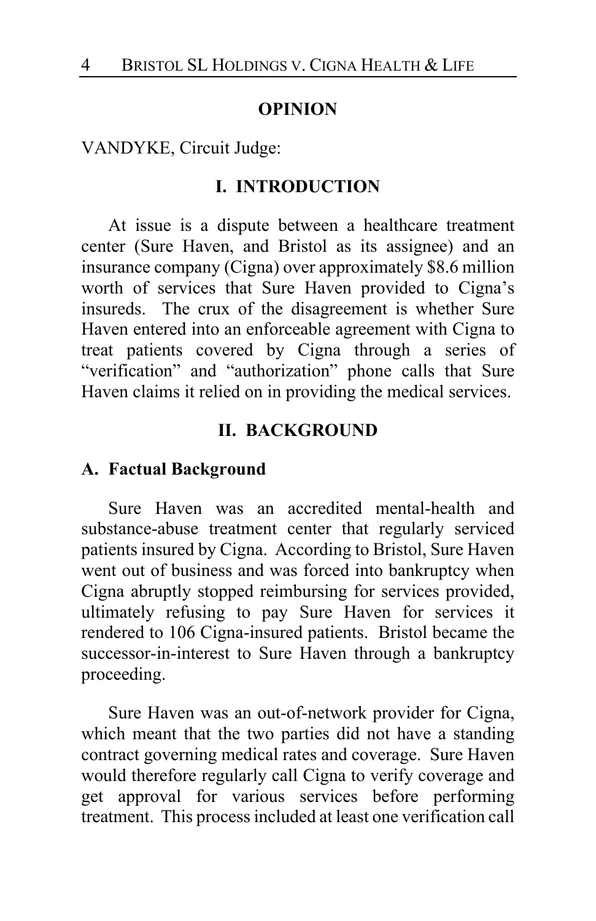## OPINION

VANDYKE, Circuit Judge:

### I. INTRODUCTION

At issue is a dispute between a healthcare treatment center (Sure Haven, and Bristol as its assignee) and an insurance company (Cigna) over approximately $8.6 million worth of services that Sure Haven provided to Cigna's insureds. The crux of the disagreement is whether Sure Haven entered into an enforceable agreement with Cigna to treat patients covered by Cigna through a series of "verification" and "authorization" phone calls that Sure Haven claims it relied on in providing the medical services.

### II. BACKGROUND

#### A. Factual Background

Sure Haven was an accredited mental-health and substance-abuse treatment center that regularly serviced patients insured by Cigna. According to Bristol, Sure Haven went out of business and was forced into bankruptcy when Cigna abruptly stopped reimbursing for services provided, ultimately refusing to pay Sure Haven for services it rendered to 106 Cigna-insured patients. Bristol became the successor-in-interest to Sure Haven through a bankruptcy proceeding.

Sure Haven was an out-of-network provider for Cigna, which meant that the two parties did not have a standing contract governing medical rates and coverage. Sure Haven would therefore regularly call Cigna to verify coverage and get approval for various services before performing treatment. This process included at least one verification call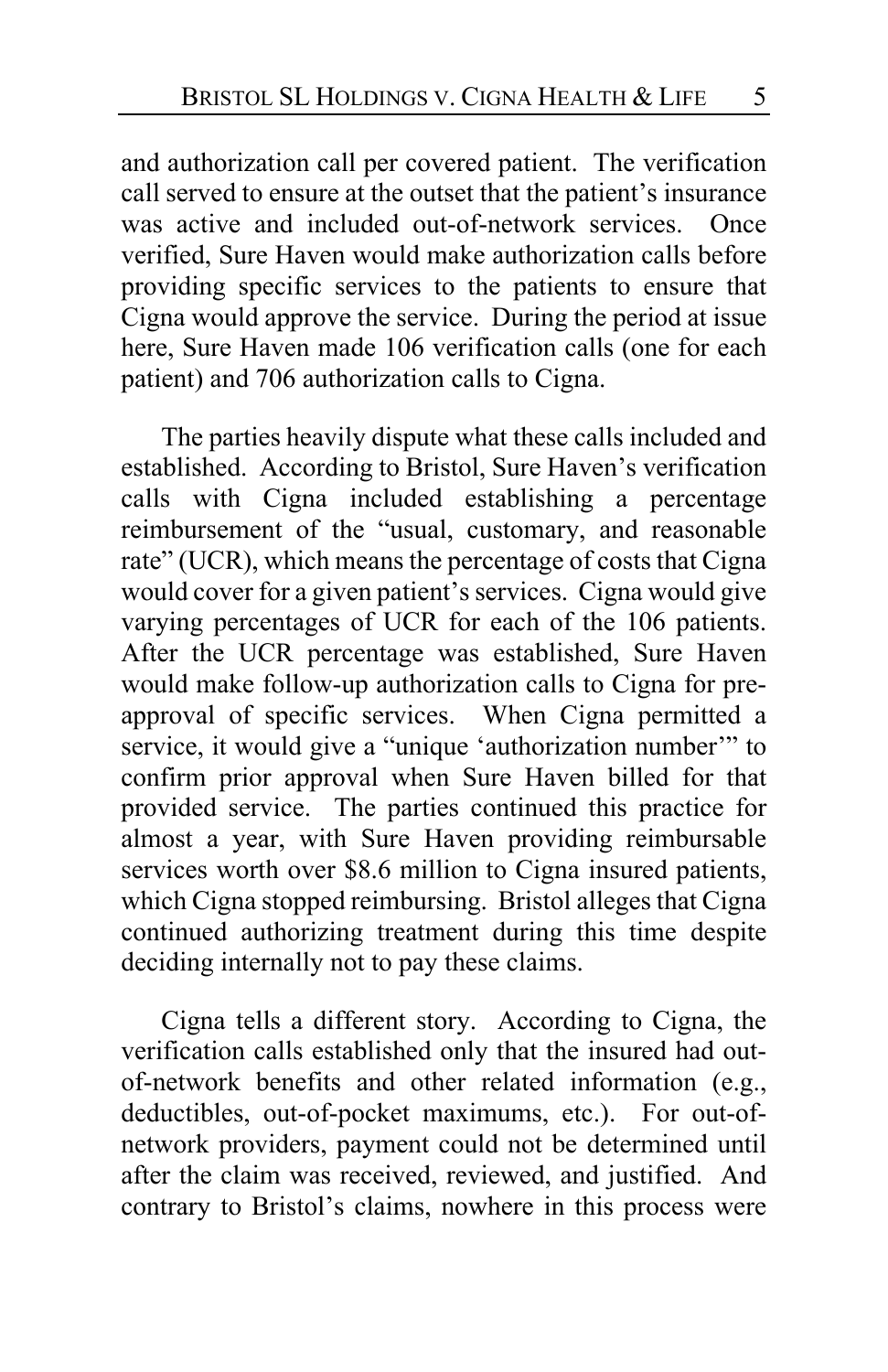and authorization call per covered patient. The verification call served to ensure at the outset that the patient's insurance was active and included out-of-network services. Once verified, Sure Haven would make authorization calls before providing specific services to the patients to ensure that Cigna would approve the service. During the period at issue here, Sure Haven made 106 verification calls (one for each patient) and 706 authorization calls to Cigna.

The parties heavily dispute what these calls included and established. According to Bristol, Sure Haven's verification calls with Cigna included establishing a percentage reimbursement of the "usual, customary, and reasonable rate" (UCR), which means the percentage of costs that Cigna would cover for a given patient's services. Cigna would give varying percentages of UCR for each of the 106 patients. After the UCR percentage was established, Sure Haven would make follow-up authorization calls to Cigna for pre-approval of specific services. When Cigna permitted a service, it would give a "unique 'authorization number'" to confirm prior approval when Sure Haven billed for that provided service. The parties continued this practice for almost a year, with Sure Haven providing reimbursable services worth over $8.6 million to Cigna insured patients, which Cigna stopped reimbursing. Bristol alleges that Cigna continued authorizing treatment during this time despite deciding internally not to pay these claims.

Cigna tells a different story. According to Cigna, the verification calls established only that the insured had out-of-network benefits and other related information (e.g., deductibles, out-of-pocket maximums, etc.). For out-of-network providers, payment could not be determined until after the claim was received, reviewed, and justified. And contrary to Bristol's claims, nowhere in this process were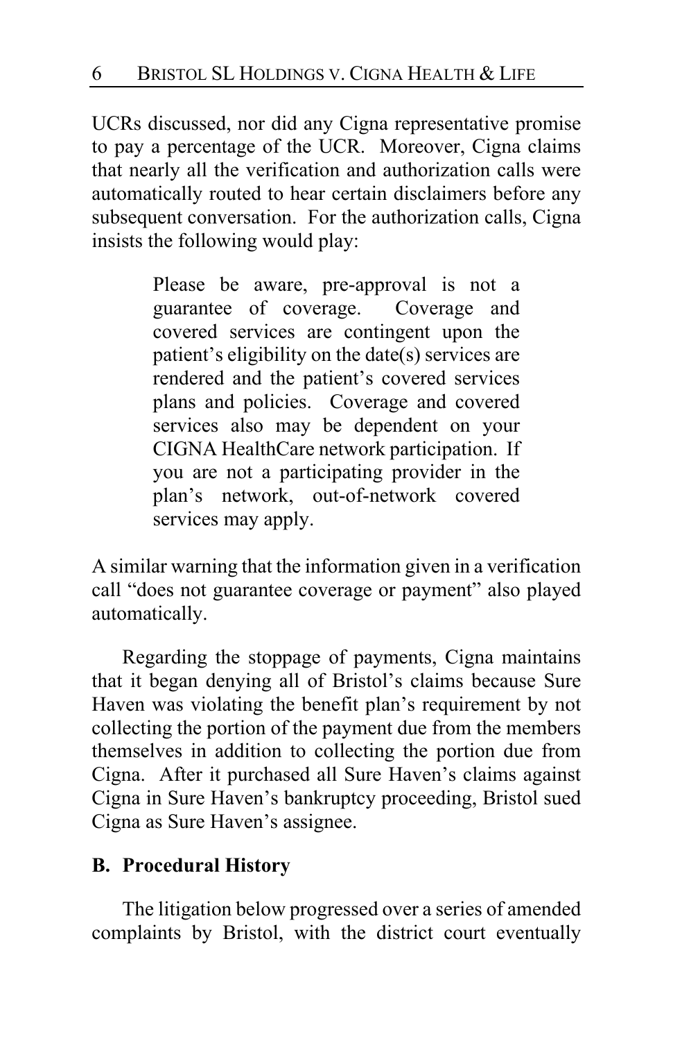UCRs discussed, nor did any Cigna representative promise to pay a percentage of the UCR. Moreover, Cigna claims that nearly all the verification and authorization calls were automatically routed to hear certain disclaimers before any subsequent conversation. For the authorization calls, Cigna insists the following would play:

> Please be aware, pre-approval is not a guarantee of coverage. Coverage and covered services are contingent upon the patient's eligibility on the date(s) services are rendered and the patient's covered services plans and policies. Coverage and covered services also may be dependent on your CIGNA HealthCare network participation. If you are not a participating provider in the plan's network, out-of-network covered services may apply.

A similar warning that the information given in a verification call "does not guarantee coverage or payment" also played automatically.

Regarding the stoppage of payments, Cigna maintains that it began denying all of Bristol's claims because Sure Haven was violating the benefit plan's requirement by not collecting the portion of the payment due from the members themselves in addition to collecting the portion due from Cigna. After it purchased all Sure Haven's claims against Cigna in Sure Haven's bankruptcy proceeding, Bristol sued Cigna as Sure Haven's assignee.

## B. Procedural History

The litigation below progressed over a series of amended complaints by Bristol, with the district court eventually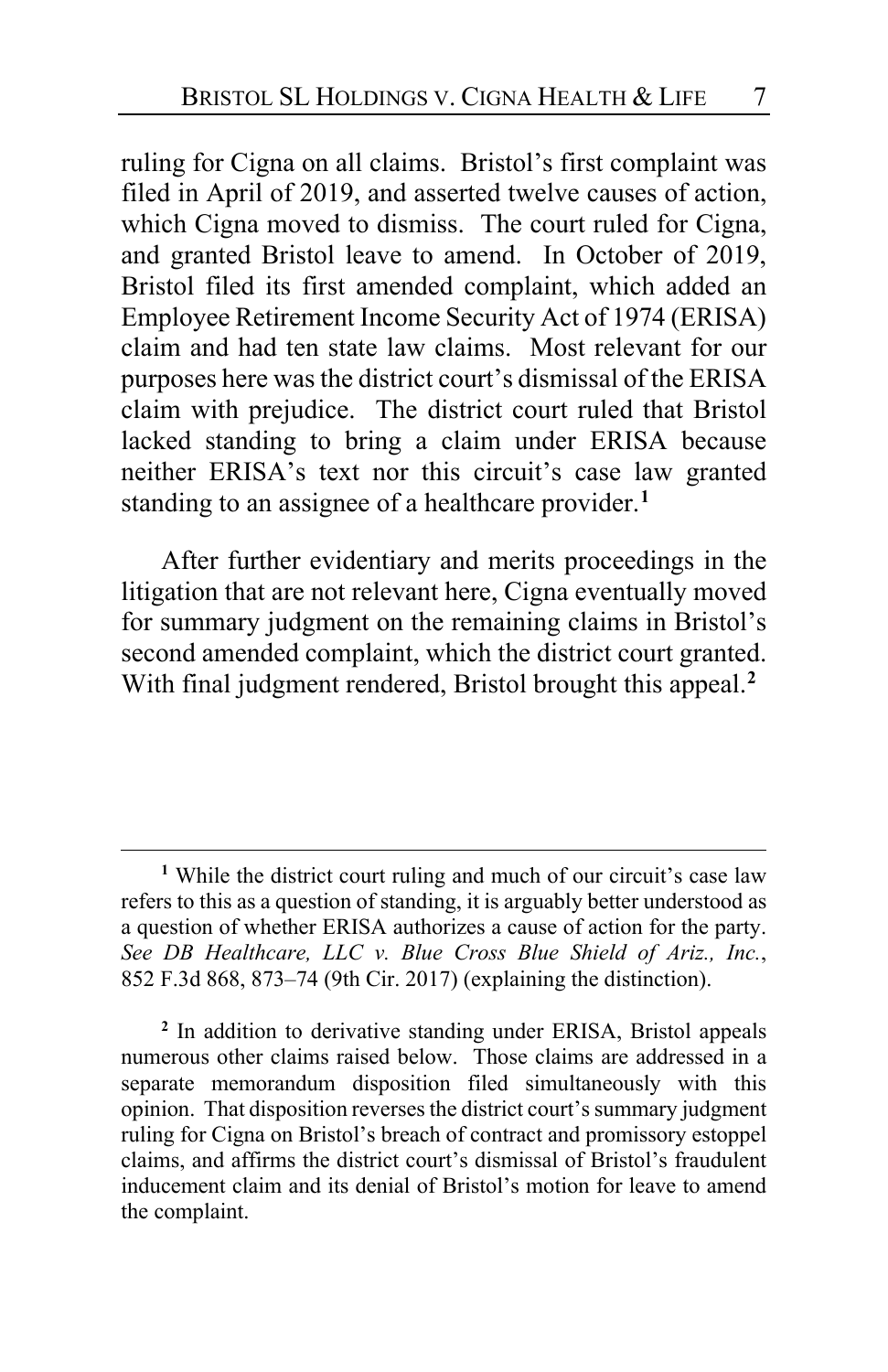ruling for Cigna on all claims. Bristol's first complaint was filed in April of 2019, and asserted twelve causes of action, which Cigna moved to dismiss. The court ruled for Cigna, and granted Bristol leave to amend. In October of 2019, Bristol filed its first amended complaint, which added an Employee Retirement Income Security Act of 1974 (ERISA) claim and had ten state law claims. Most relevant for our purposes here was the district court's dismissal of the ERISA claim with prejudice. The district court ruled that Bristol lacked standing to bring a claim under ERISA because neither ERISA's text nor this circuit's case law granted standing to an assignee of a healthcare provider.[1]

After further evidentiary and merits proceedings in the litigation that are not relevant here, Cigna eventually moved for summary judgment on the remaining claims in Bristol's second amended complaint, which the district court granted. With final judgment rendered, Bristol brought this appeal.[2]

---

[1] While the district court ruling and much of our circuit's case law refers to this as a question of standing, it is arguably better understood as a question of whether ERISA authorizes a cause of action for the party. *See DB Healthcare, LLC v. Blue Cross Blue Shield of Ariz., Inc.*, 852 F.3d 868, 873–74 (9th Cir. 2017) (explaining the distinction).

[2] In addition to derivative standing under ERISA, Bristol appeals numerous other claims raised below. Those claims are addressed in a separate memorandum disposition filed simultaneously with this opinion. That disposition reverses the district court's summary judgment ruling for Cigna on Bristol's breach of contract and promissory estoppel claims, and affirms the district court's dismissal of Bristol's fraudulent inducement claim and its denial of Bristol's motion for leave to amend the complaint.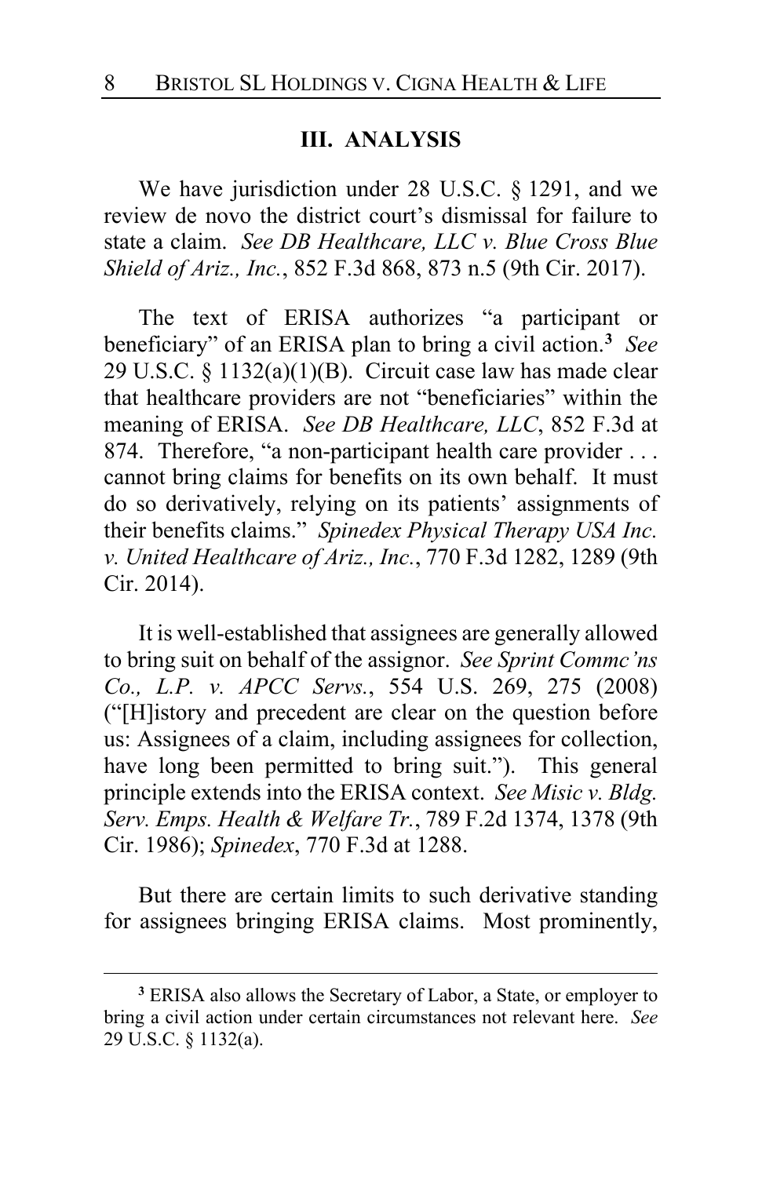### III. ANALYSIS

We have jurisdiction under 28 U.S.C. § 1291, and we review de novo the district court's dismissal for failure to state a claim. *See DB Healthcare, LLC v. Blue Cross Blue Shield of Ariz., Inc.*, 852 F.3d 868, 873 n.5 (9th Cir. 2017).

The text of ERISA authorizes "a participant or beneficiary" of an ERISA plan to bring a civil action.[3] *See* 29 U.S.C. § 1132(a)(1)(B). Circuit case law has made clear that healthcare providers are not "beneficiaries" within the meaning of ERISA. *See DB Healthcare, LLC*, 852 F.3d at 874. Therefore, "a non-participant health care provider . . . cannot bring claims for benefits on its own behalf. It must do so derivatively, relying on its patients' assignments of their benefits claims." *Spinedex Physical Therapy USA Inc. v. United Healthcare of Ariz., Inc.*, 770 F.3d 1282, 1289 (9th Cir. 2014).

It is well-established that assignees are generally allowed to bring suit on behalf of the assignor. *See Sprint Commc'ns Co., L.P. v. APCC Servs.*, 554 U.S. 269, 275 (2008) ("[H]istory and precedent are clear on the question before us: Assignees of a claim, including assignees for collection, have long been permitted to bring suit."). This general principle extends into the ERISA context. *See Misic v. Bldg. Serv. Emps. Health & Welfare Tr.*, 789 F.2d 1374, 1378 (9th Cir. 1986); *Spinedex*, 770 F.3d at 1288.

But there are certain limits to such derivative standing for assignees bringing ERISA claims. Most prominently,

---

[3] ERISA also allows the Secretary of Labor, a State, or employer to bring a civil action under certain circumstances not relevant here. *See* 29 U.S.C. § 1132(a).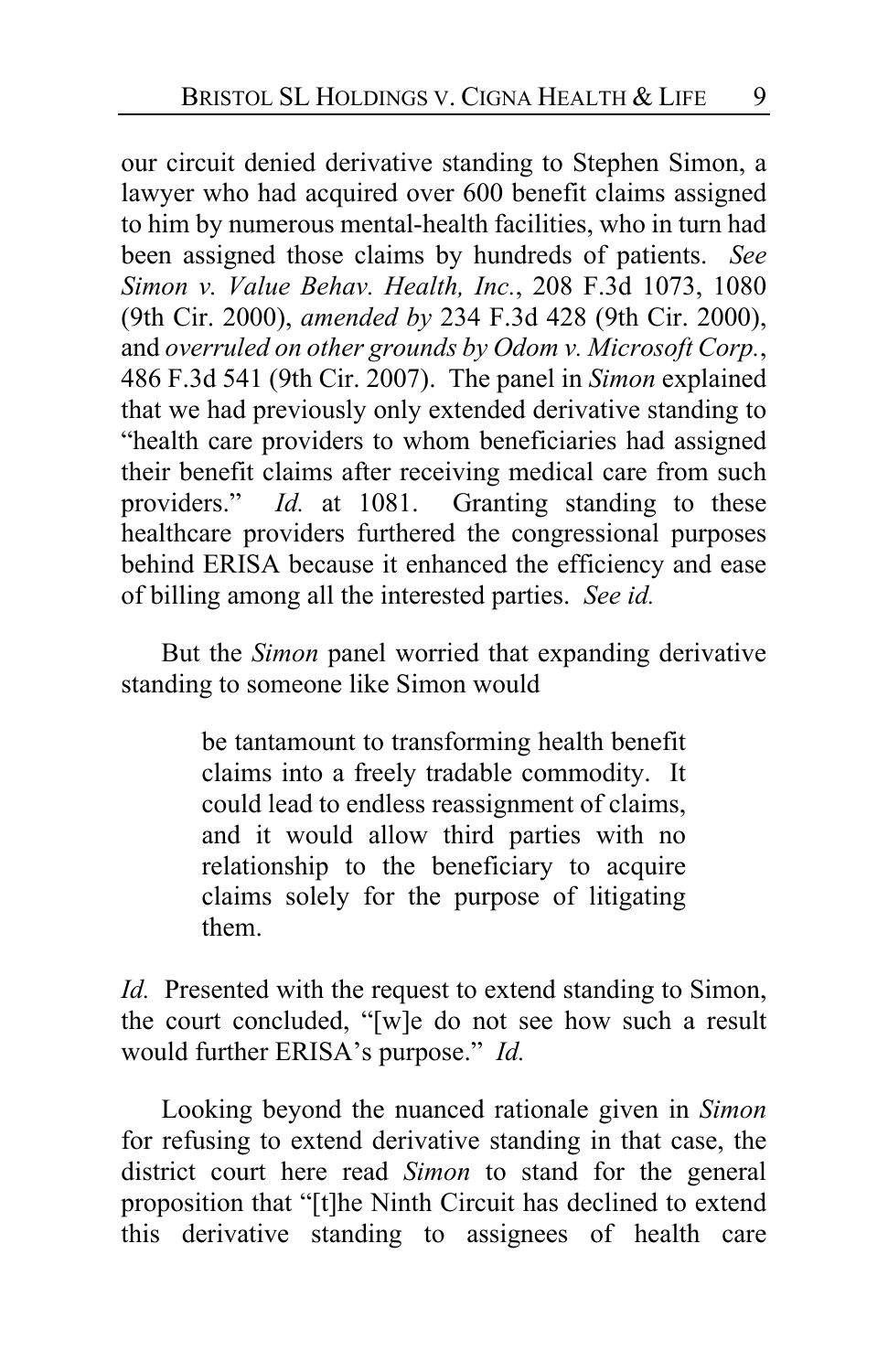our circuit denied derivative standing to Stephen Simon, a lawyer who had acquired over 600 benefit claims assigned to him by numerous mental-health facilities, who in turn had been assigned those claims by hundreds of patients. *See Simon v. Value Behav. Health, Inc.*, 208 F.3d 1073, 1080 (9th Cir. 2000), *amended by* 234 F.3d 428 (9th Cir. 2000), and *overruled on other grounds by Odom v. Microsoft Corp.*, 486 F.3d 541 (9th Cir. 2007). The panel in *Simon* explained that we had previously only extended derivative standing to "health care providers to whom beneficiaries had assigned their benefit claims after receiving medical care from such providers." *Id.* at 1081. Granting standing to these healthcare providers furthered the congressional purposes behind ERISA because it enhanced the efficiency and ease of billing among all the interested parties. *See id.*

But the *Simon* panel worried that expanding derivative standing to someone like Simon would

> be tantamount to transforming health benefit claims into a freely tradable commodity. It could lead to endless reassignment of claims, and it would allow third parties with no relationship to the beneficiary to acquire claims solely for the purpose of litigating them.

*Id.* Presented with the request to extend standing to Simon, the court concluded, "[w]e do not see how such a result would further ERISA's purpose." *Id.*

Looking beyond the nuanced rationale given in *Simon* for refusing to extend derivative standing in that case, the district court here read *Simon* to stand for the general proposition that "[t]he Ninth Circuit has declined to extend this derivative standing to assignees of health care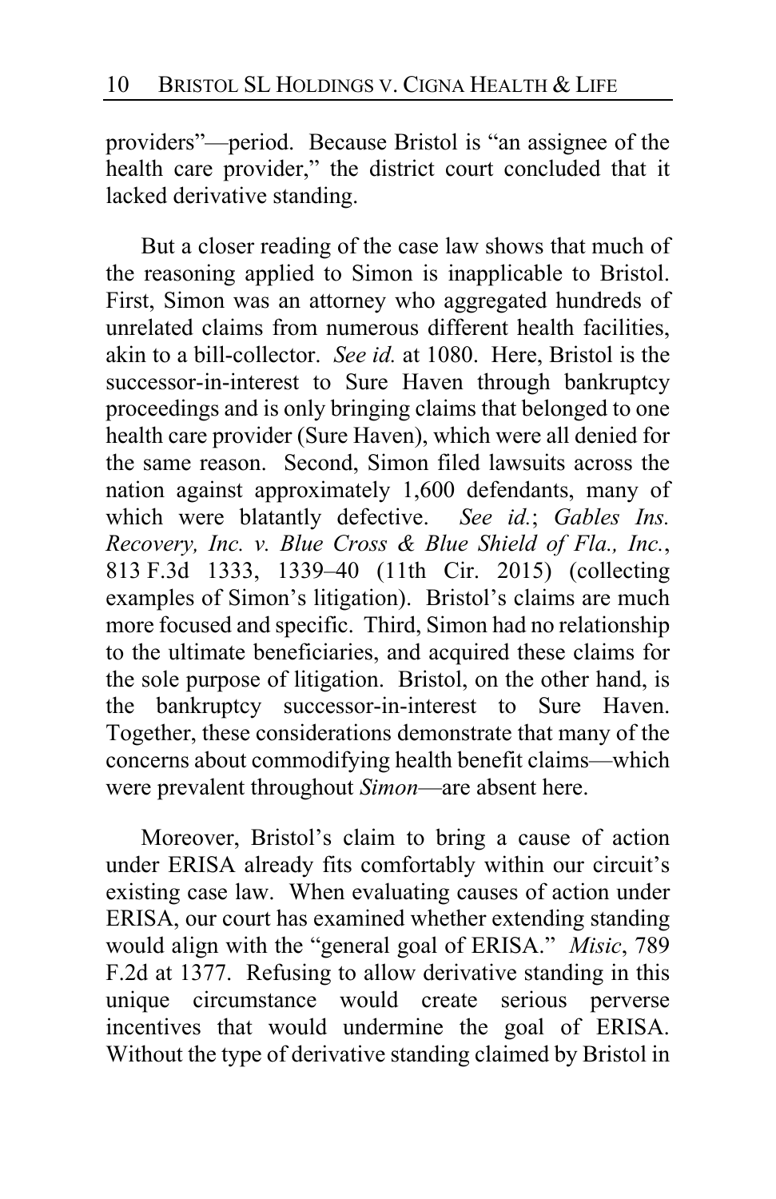providers"—period. Because Bristol is "an assignee of the health care provider," the district court concluded that it lacked derivative standing.

But a closer reading of the case law shows that much of the reasoning applied to Simon is inapplicable to Bristol. First, Simon was an attorney who aggregated hundreds of unrelated claims from numerous different health facilities, akin to a bill-collector. *See id.* at 1080. Here, Bristol is the successor-in-interest to Sure Haven through bankruptcy proceedings and is only bringing claims that belonged to one health care provider (Sure Haven), which were all denied for the same reason. Second, Simon filed lawsuits across the nation against approximately 1,600 defendants, many of which were blatantly defective. *See id.*; *Gables Ins. Recovery, Inc. v. Blue Cross & Blue Shield of Fla., Inc.*, 813 F.3d 1333, 1339–40 (11th Cir. 2015) (collecting examples of Simon's litigation). Bristol's claims are much more focused and specific. Third, Simon had no relationship to the ultimate beneficiaries, and acquired these claims for the sole purpose of litigation. Bristol, on the other hand, is the bankruptcy successor-in-interest to Sure Haven. Together, these considerations demonstrate that many of the concerns about commodifying health benefit claims—which were prevalent throughout *Simon*—are absent here.

Moreover, Bristol's claim to bring a cause of action under ERISA already fits comfortably within our circuit's existing case law. When evaluating causes of action under ERISA, our court has examined whether extending standing would align with the "general goal of ERISA." *Misic*, 789 F.2d at 1377. Refusing to allow derivative standing in this unique circumstance would create serious perverse incentives that would undermine the goal of ERISA. Without the type of derivative standing claimed by Bristol in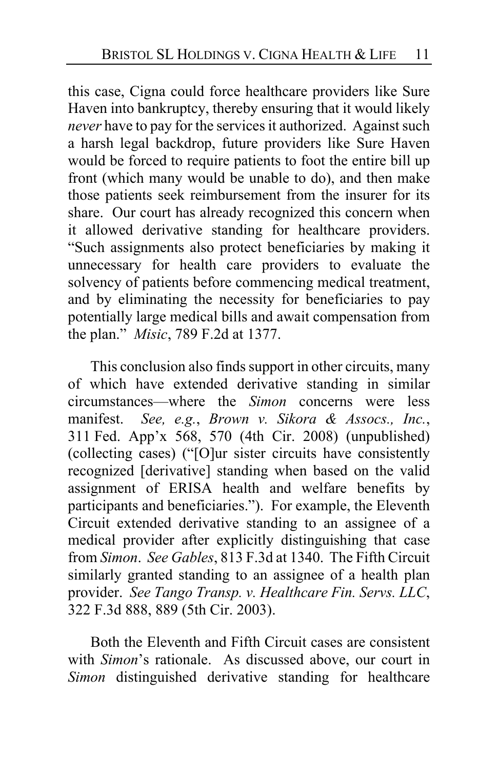this case, Cigna could force healthcare providers like Sure Haven into bankruptcy, thereby ensuring that it would likely *never* have to pay for the services it authorized. Against such a harsh legal backdrop, future providers like Sure Haven would be forced to require patients to foot the entire bill up front (which many would be unable to do), and then make those patients seek reimbursement from the insurer for its share. Our court has already recognized this concern when it allowed derivative standing for healthcare providers. "Such assignments also protect beneficiaries by making it unnecessary for health care providers to evaluate the solvency of patients before commencing medical treatment, and by eliminating the necessity for beneficiaries to pay potentially large medical bills and await compensation from the plan." *Misic*, 789 F.2d at 1377.

This conclusion also finds support in other circuits, many of which have extended derivative standing in similar circumstances—where the *Simon* concerns were less manifest. *See, e.g.*, *Brown v. Sikora & Assocs., Inc.*, 311 Fed. App'x 568, 570 (4th Cir. 2008) (unpublished) (collecting cases) ("[O]ur sister circuits have consistently recognized [derivative] standing when based on the valid assignment of ERISA health and welfare benefits by participants and beneficiaries."). For example, the Eleventh Circuit extended derivative standing to an assignee of a medical provider after explicitly distinguishing that case from *Simon*. *See Gables*, 813 F.3d at 1340. The Fifth Circuit similarly granted standing to an assignee of a health plan provider. *See Tango Transp. v. Healthcare Fin. Servs. LLC*, 322 F.3d 888, 889 (5th Cir. 2003).

Both the Eleventh and Fifth Circuit cases are consistent with *Simon*'s rationale. As discussed above, our court in *Simon* distinguished derivative standing for healthcare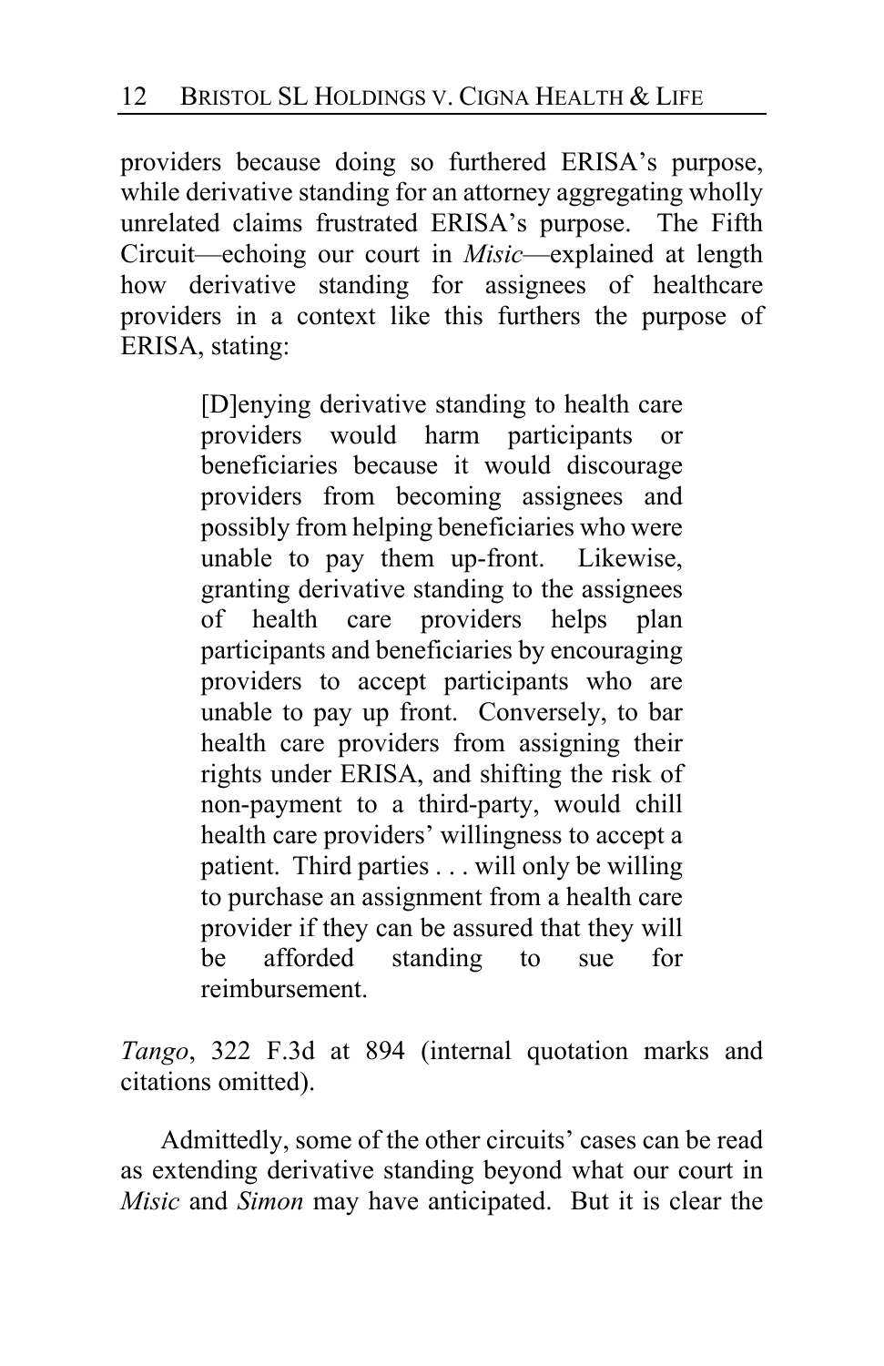providers because doing so furthered ERISA's purpose, while derivative standing for an attorney aggregating wholly unrelated claims frustrated ERISA's purpose. The Fifth Circuit—echoing our court in *Misic*—explained at length how derivative standing for assignees of healthcare providers in a context like this furthers the purpose of ERISA, stating:

> [D]enying derivative standing to health care providers would harm participants or beneficiaries because it would discourage providers from becoming assignees and possibly from helping beneficiaries who were unable to pay them up-front. Likewise, granting derivative standing to the assignees of health care providers helps plan participants and beneficiaries by encouraging providers to accept participants who are unable to pay up front. Conversely, to bar health care providers from assigning their rights under ERISA, and shifting the risk of non-payment to a third-party, would chill health care providers' willingness to accept a patient. Third parties . . . will only be willing to purchase an assignment from a health care provider if they can be assured that they will be afforded standing to sue for reimbursement.

*Tango*, 322 F.3d at 894 (internal quotation marks and citations omitted).

Admittedly, some of the other circuits' cases can be read as extending derivative standing beyond what our court in *Misic* and *Simon* may have anticipated. But it is clear the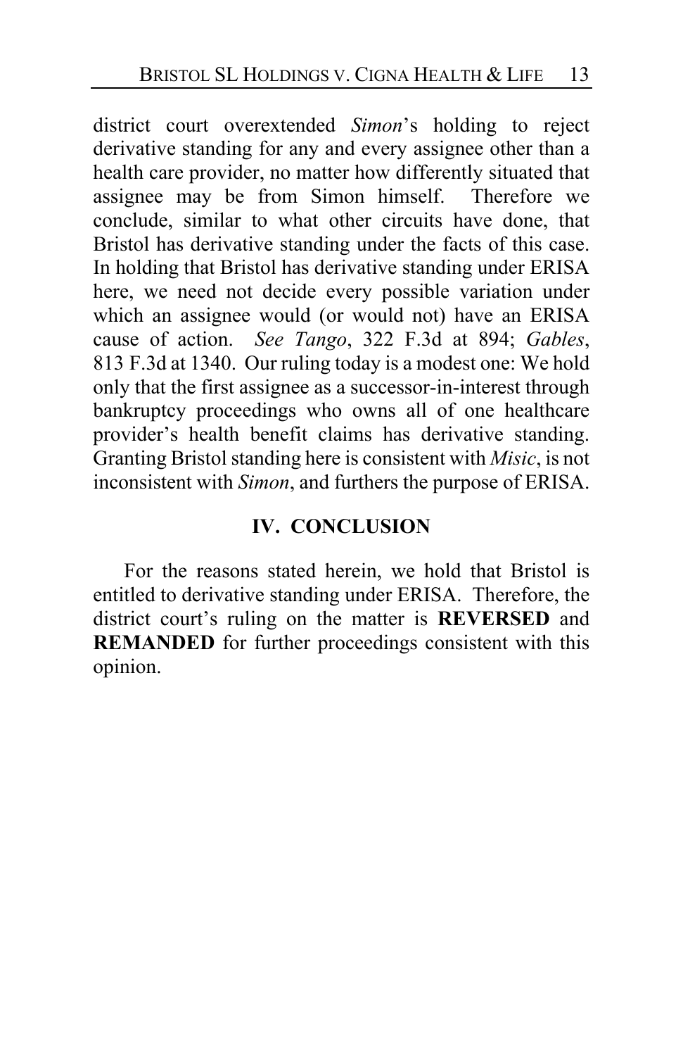district court overextended *Simon*'s holding to reject derivative standing for any and every assignee other than a health care provider, no matter how differently situated that assignee may be from Simon himself. Therefore we conclude, similar to what other circuits have done, that Bristol has derivative standing under the facts of this case. In holding that Bristol has derivative standing under ERISA here, we need not decide every possible variation under which an assignee would (or would not) have an ERISA cause of action. *See Tango*, 322 F.3d at 894; *Gables*, 813 F.3d at 1340. Our ruling today is a modest one: We hold only that the first assignee as a successor-in-interest through bankruptcy proceedings who owns all of one healthcare provider's health benefit claims has derivative standing. Granting Bristol standing here is consistent with *Music*, is not inconsistent with *Simon*, and furthers the purpose of ERISA.

## IV. CONCLUSION

For the reasons stated herein, we hold that Bristol is entitled to derivative standing under ERISA. Therefore, the district court's ruling on the matter is **REVERSED** and **REMANDED** for further proceedings consistent with this opinion.